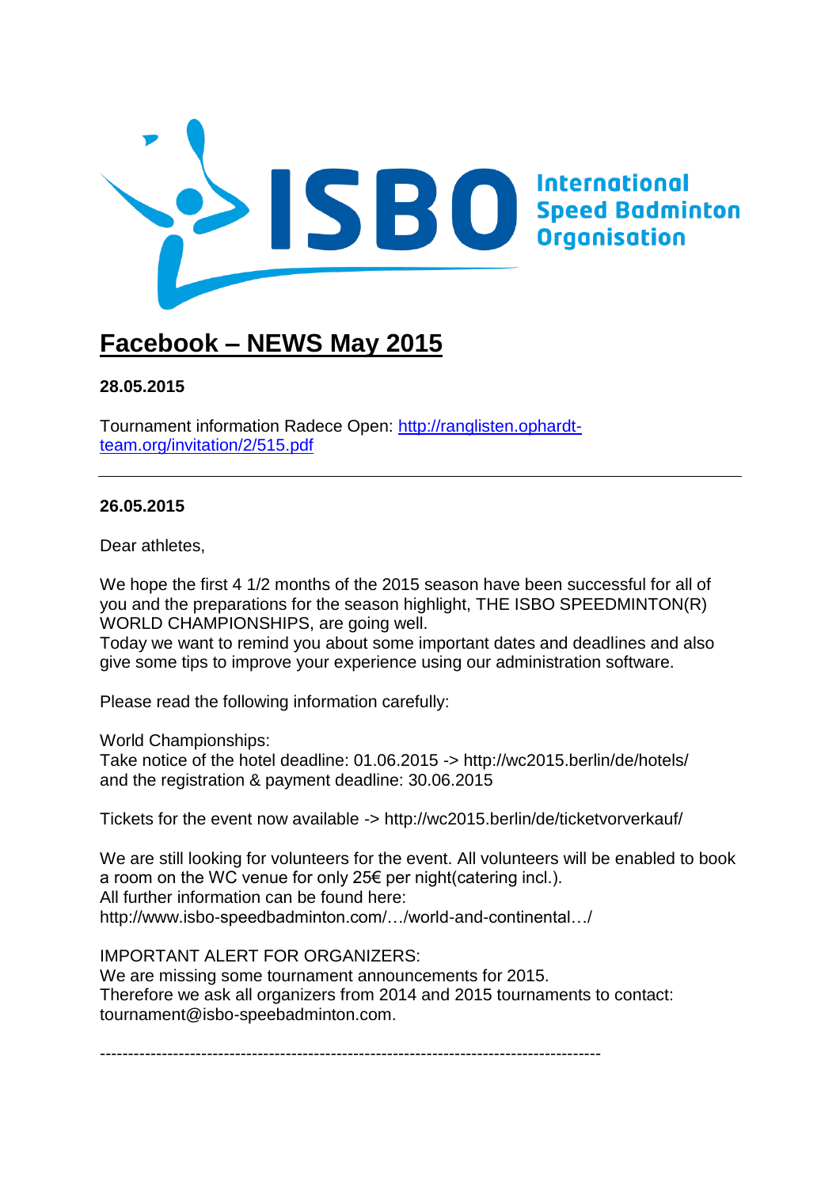ISBO International Speed Badminton Organisation

# Facebook – NEWS May 2015

**28.05.2015**

Tournament information Radece Open: [http://ranglisten.ophardt-team.org/invitation/2/515.pdf](http://ranglisten.ophardt-team.org/invitation/2/515.pdf)

---

**26.05.2015**

Dear athletes,

We hope the first 4 1/2 months of the 2015 season have been successful for all of you and the preparations for the season highlight, THE ISBO SPEEDMINTON(R) WORLD CHAMPIONSHIPS, are going well.
Today we want to remind you about some important dates and deadlines and also give some tips to improve your experience using our administration software.

Please read the following information carefully:

World Championships:
Take notice of the hotel deadline: 01.06.2015 -> http://wc2015.berlin/de/hotels/
and the registration & payment deadline: 30.06.2015

Tickets for the event now available -> http://wc2015.berlin/de/ticketvorverkauf/

We are still looking for volunteers for the event. All volunteers will be enabled to book a room on the WC venue for only 25€ per night(catering incl.).
All further information can be found here:
http://www.isbo-speedbadminton.com/…/world-and-continental…/

IMPORTANT ALERT FOR ORGANIZERS:
We are missing some tournament announcements for 2015.
Therefore we ask all organizers from 2014 and 2015 tournaments to contact: tournament@isbo-speebadminton.com.

------------------------------------------------------------------------------------------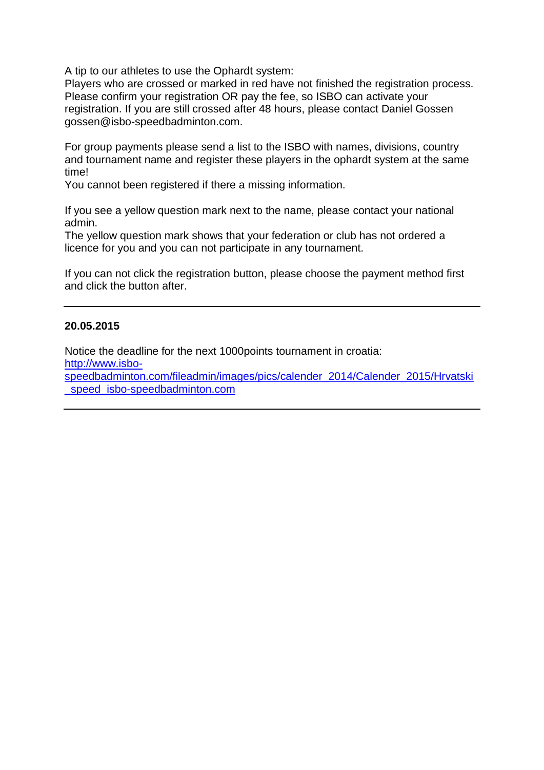A tip to our athletes to use the Ophardt system:
Players who are crossed or marked in red have not finished the registration process. Please confirm your registration OR pay the fee, so ISBO can activate your registration. If you are still crossed after 48 hours, please contact Daniel Gossen gossen@isbo-speedbadminton.com.

For group payments please send a list to the ISBO with names, divisions, country and tournament name and register these players in the ophardt system at the same time!
You cannot been registered if there a missing information.

If you see a yellow question mark next to the name, please contact your national admin.
The yellow question mark shows that your federation or club has not ordered a licence for you and you can not participate in any tournament.

If you can not click the registration button, please choose the payment method first and click the button after.

---

**20.05.2015**

Notice the deadline for the next 1000points tournament in croatia:
[http://www.isbo-speedbadminton.com/fileadmin/images/pics/calender_2014/Calender_2015/Hrvatski_speed_isbo-speedbadminton.com](http://www.isbo-speedbadminton.com/fileadmin/images/pics/calender_2014/Calender_2015/Hrvatski_speed_isbo-speedbadminton.com)

---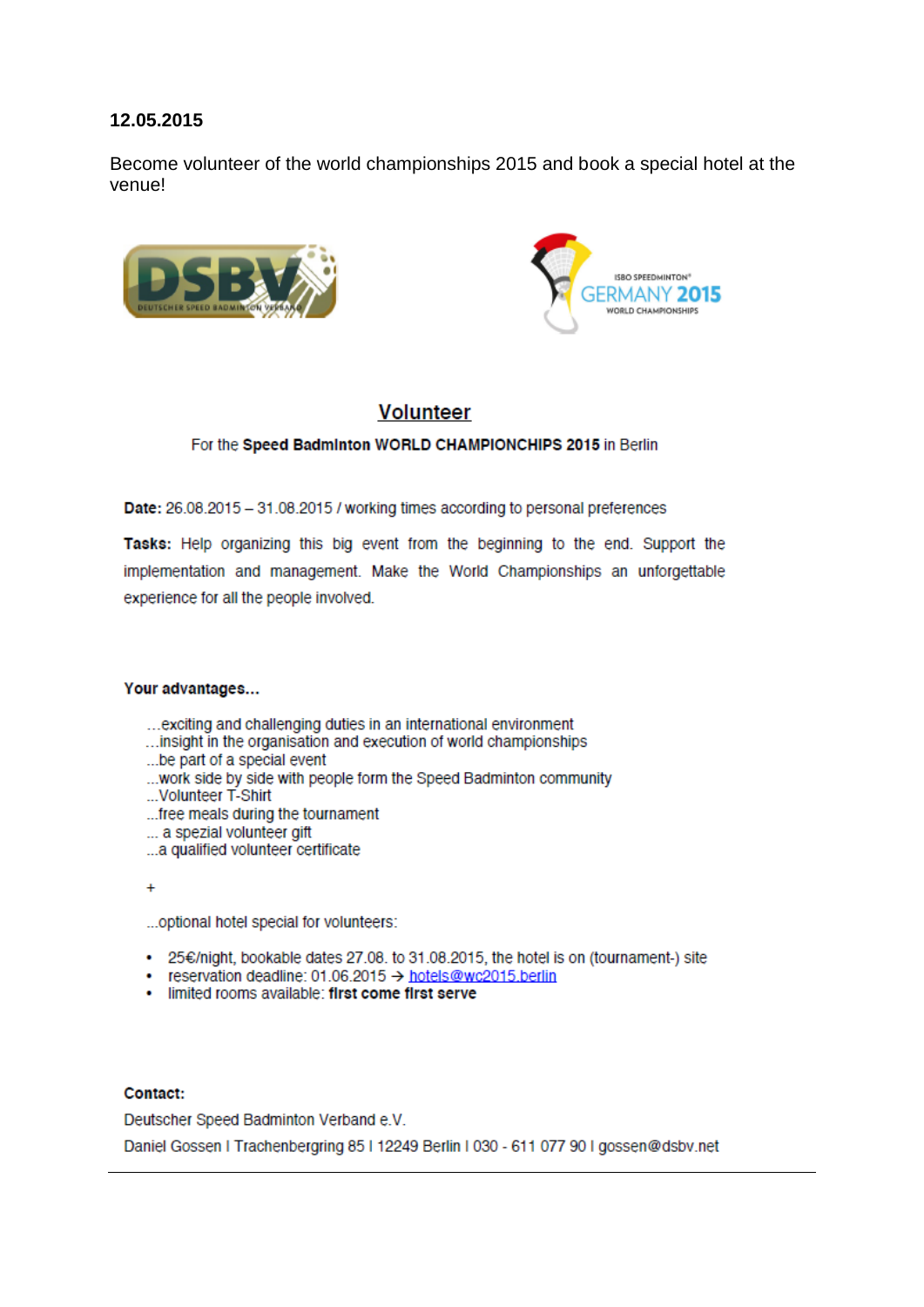**12.05.2015**

Become volunteer of the world championships 2015 and book a special hotel at the venue!

## Volunteer

For the **Speed Badminton WORLD CHAMPIONCHIPS 2015** in Berlin

**Date:** 26.08.2015 – 31.08.2015 / working times according to personal preferences

**Tasks:** Help organizing this big event from the beginning to the end. Support the implementation and management. Make the World Championships an unforgettable experience for all the people involved.

**Your advantages…**

…exciting and challenging duties in an international environment
…insight in the organisation and execution of world championships
…be part of a special event
…work side by side with people form the Speed Badminton community
…Volunteer T-Shirt
…free meals during the tournament
… a spezial volunteer gift
…a qualified volunteer certificate

+

…optional hotel special for volunteers:

- 25€/night, bookable dates 27.08. to 31.08.2015, the hotel is on (tournament-) site
- reservation deadline: 01.06.2015 → hotels@wc2015.berlin
- limited rooms available: **first come first serve**

**Contact:**

Deutscher Speed Badminton Verband e.V.

Daniel Gossen I Trachenbergring 85 I 12249 Berlin I 030 - 611 077 90 I gossen@dsbv.net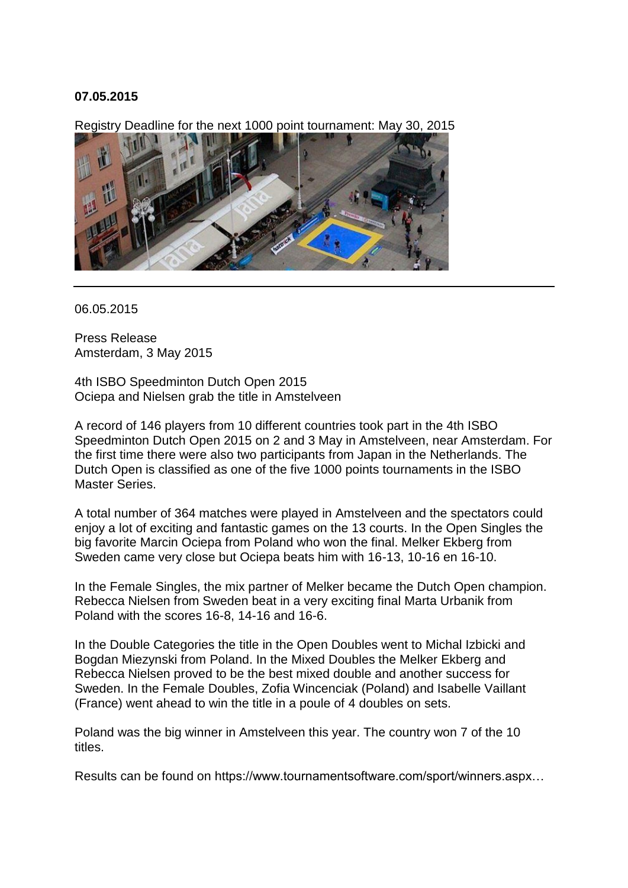**07.05.2015**

Registry Deadline for the next 1000 point tournament: May 30, 2015

---

06.05.2015

Press Release
Amsterdam, 3 May 2015

4th ISBO Speedminton Dutch Open 2015
Ociepa and Nielsen grab the title in Amstelveen

A record of 146 players from 10 different countries took part in the 4th ISBO Speedminton Dutch Open 2015 on 2 and 3 May in Amstelveen, near Amsterdam. For the first time there were also two participants from Japan in the Netherlands. The Dutch Open is classified as one of the five 1000 points tournaments in the ISBO Master Series.

A total number of 364 matches were played in Amstelveen and the spectators could enjoy a lot of exciting and fantastic games on the 13 courts. In the Open Singles the big favorite Marcin Ociepa from Poland who won the final. Melker Ekberg from Sweden came very close but Ociepa beats him with 16-13, 10-16 en 16-10.

In the Female Singles, the mix partner of Melker became the Dutch Open champion. Rebecca Nielsen from Sweden beat in a very exciting final Marta Urbanik from Poland with the scores 16-8, 14-16 and 16-6.

In the Double Categories the title in the Open Doubles went to Michal Izbicki and Bogdan Miezynski from Poland. In the Mixed Doubles the Melker Ekberg and Rebecca Nielsen proved to be the best mixed double and another success for Sweden. In the Female Doubles, Zofia Wincenciak (Poland) and Isabelle Vaillant (France) went ahead to win the title in a poule of 4 doubles on sets.

Poland was the big winner in Amstelveen this year. The country won 7 of the 10 titles.

Results can be found on https://www.tournamentsoftware.com/sport/winners.aspx…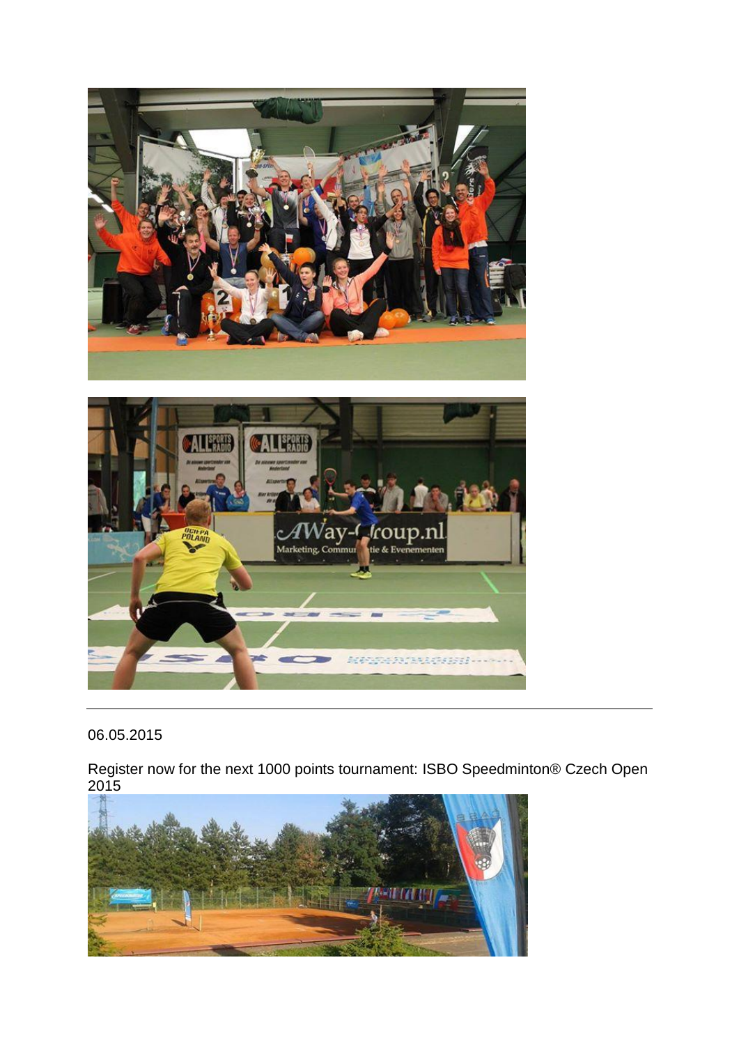06.05.2015

Register now for the next 1000 points tournament: ISBO Speedminton® Czech Open 2015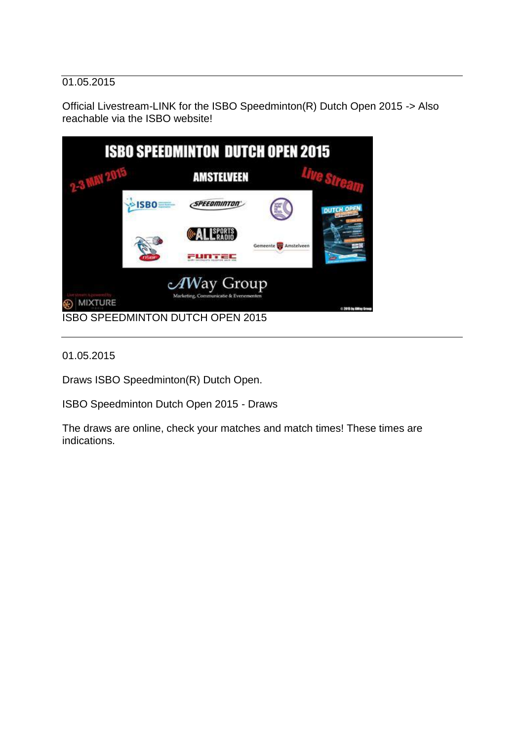01.05.2015

Official Livestream-LINK for the ISBO Speedminton(R) Dutch Open 2015 -> Also reachable via the ISBO website!

ISBO SPEEDMINTON DUTCH OPEN 2015

---

01.05.2015

Draws ISBO Speedminton(R) Dutch Open.

ISBO Speedminton Dutch Open 2015 - Draws

The draws are online, check your matches and match times! These times are indications.